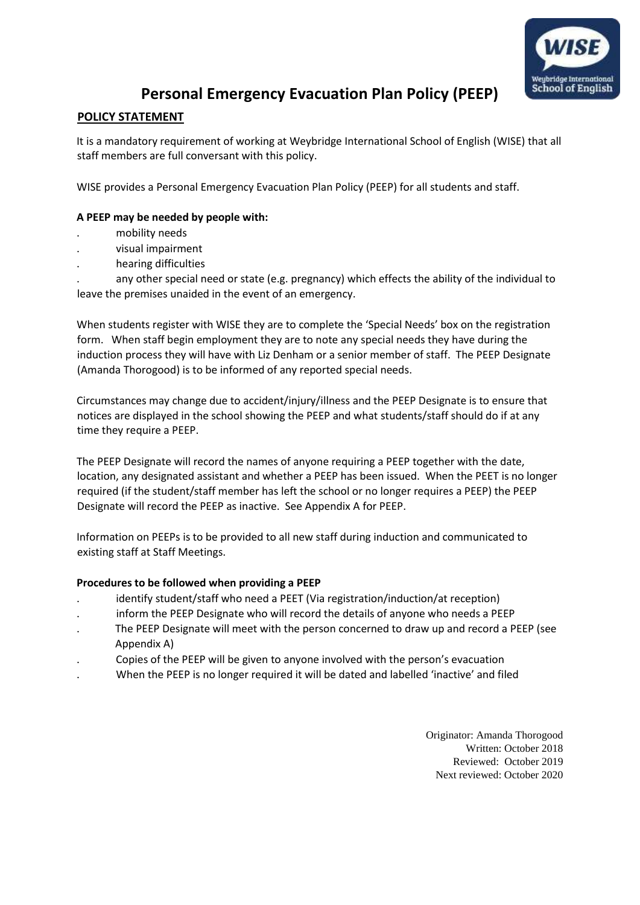# Personal Emergency Evacuation Plan Policy (PEEP)

## POLICY STATEMENT

It is a mandatory requirement of working at Weybridge International School of English (WISE) that all staff members are full conversant with this policy.

WISE provides a Personal Emergency Evacuation Plan Policy (PEEP) for all students and staff.

**A PEEP may be needed by people with:**

- mobility needs
- visual impairment
- hearing difficulties
- any other special need or state (e.g. pregnancy) which effects the ability of the individual to leave the premises unaided in the event of an emergency.

When students register with WISE they are to complete the 'Special Needs' box on the registration form. When staff begin employment they are to note any special needs they have during the induction process they will have with Liz Denham or a senior member of staff. The PEEP Designate (Amanda Thorogood) is to be informed of any reported special needs.

Circumstances may change due to accident/injury/illness and the PEEP Designate is to ensure that notices are displayed in the school showing the PEEP and what students/staff should do if at any time they require a PEEP.

The PEEP Designate will record the names of anyone requiring a PEEP together with the date, location, any designated assistant and whether a PEEP has been issued. When the PEET is no longer required (if the student/staff member has left the school or no longer requires a PEEP) the PEEP Designate will record the PEEP as inactive. See Appendix A for PEEP.

Information on PEEPs is to be provided to all new staff during induction and communicated to existing staff at Staff Meetings.

**Procedures to be followed when providing a PEEP**

- identify student/staff who need a PEET (Via registration/induction/at reception)
- inform the PEEP Designate who will record the details of anyone who needs a PEEP
- The PEEP Designate will meet with the person concerned to draw up and record a PEEP (see Appendix A)
- Copies of the PEEP will be given to anyone involved with the person's evacuation
- When the PEEP is no longer required it will be dated and labelled 'inactive' and filed

Originator: Amanda Thorogood
Written: October 2018
Reviewed: October 2019
Next reviewed: October 2020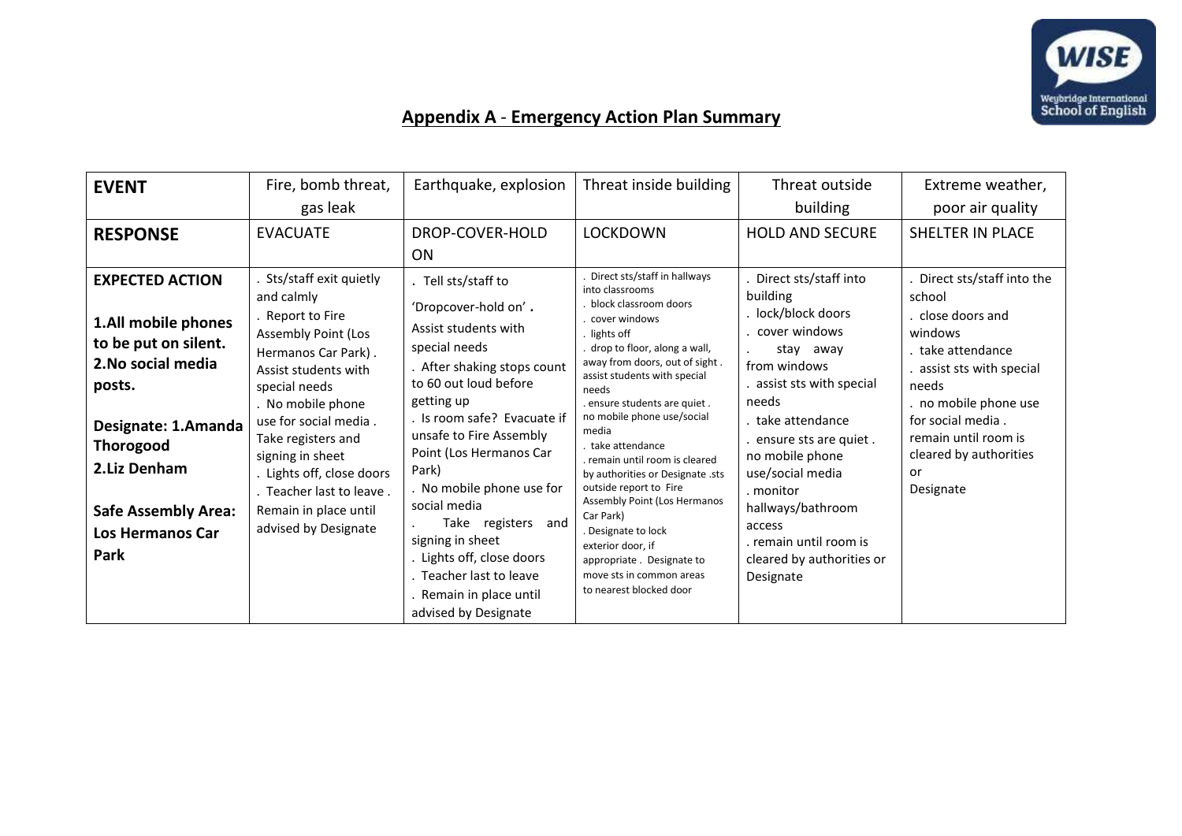## Appendix A - Emergency Action Plan Summary

| **EVENT** | Fire, bomb threat, gas leak | Earthquake, explosion | Threat inside building | Threat outside building | Extreme weather, poor air quality |
|---|---|---|---|---|---|
| **RESPONSE** | EVACUATE | DROP-COVER-HOLD ON | LOCKDOWN | HOLD AND SECURE | SHELTER IN PLACE |
| **EXPECTED ACTION**<br><br>**1.All mobile phones to be put on silent.**<br>**2.No social media posts.**<br><br>**Designate: 1.Amanda Thorogood**<br>**2.Liz Denham**<br><br>**Safe Assembly Area: Los Hermanos Car Park** | . Sts/staff exit quietly and calmly<br>. Report to Fire Assembly Point (Los Hermanos Car Park) . Assist students with special needs<br>. No mobile phone use for social media . Take registers and signing in sheet<br>. Lights off, close doors<br>. Teacher last to leave . Remain in place until advised by Designate | . Tell sts/staff to 'Dropcover-hold on' . Assist students with special needs<br>. After shaking stops count to 60 out loud before getting up<br>. Is room safe? Evacuate if unsafe to Fire Assembly Point (Los Hermanos Car Park)<br>. No mobile phone use for social media<br>. Take registers and signing in sheet<br>. Lights off, close doors<br>. Teacher last to leave<br>. Remain in place until advised by Designate | . Direct sts/staff in hallways into classrooms<br>. block classroom doors<br>. cover windows<br>. lights off<br>. drop to floor, along a wall, away from doors, out of sight . assist students with special needs<br>. ensure students are quiet . no mobile phone use/social media<br>. take attendance<br>. remain until room is cleared by authorities or Designate .sts outside report to Fire Assembly Point (Los Hermanos Car Park)<br>. Designate to lock exterior door, if appropriate . Designate to move sts in common areas to nearest blocked door | . Direct sts/staff into building<br>. lock/block doors<br>. cover windows<br>. stay away from windows<br>. assist sts with special needs<br>. take attendance<br>. ensure sts are quiet . no mobile phone use/social media<br>. monitor hallways/bathroom access<br>. remain until room is cleared by authorities or Designate | . Direct sts/staff into the school<br>. close doors and windows<br>. take attendance<br>. assist sts with special needs<br>. no mobile phone use for social media . remain until room is cleared by authorities or Designate |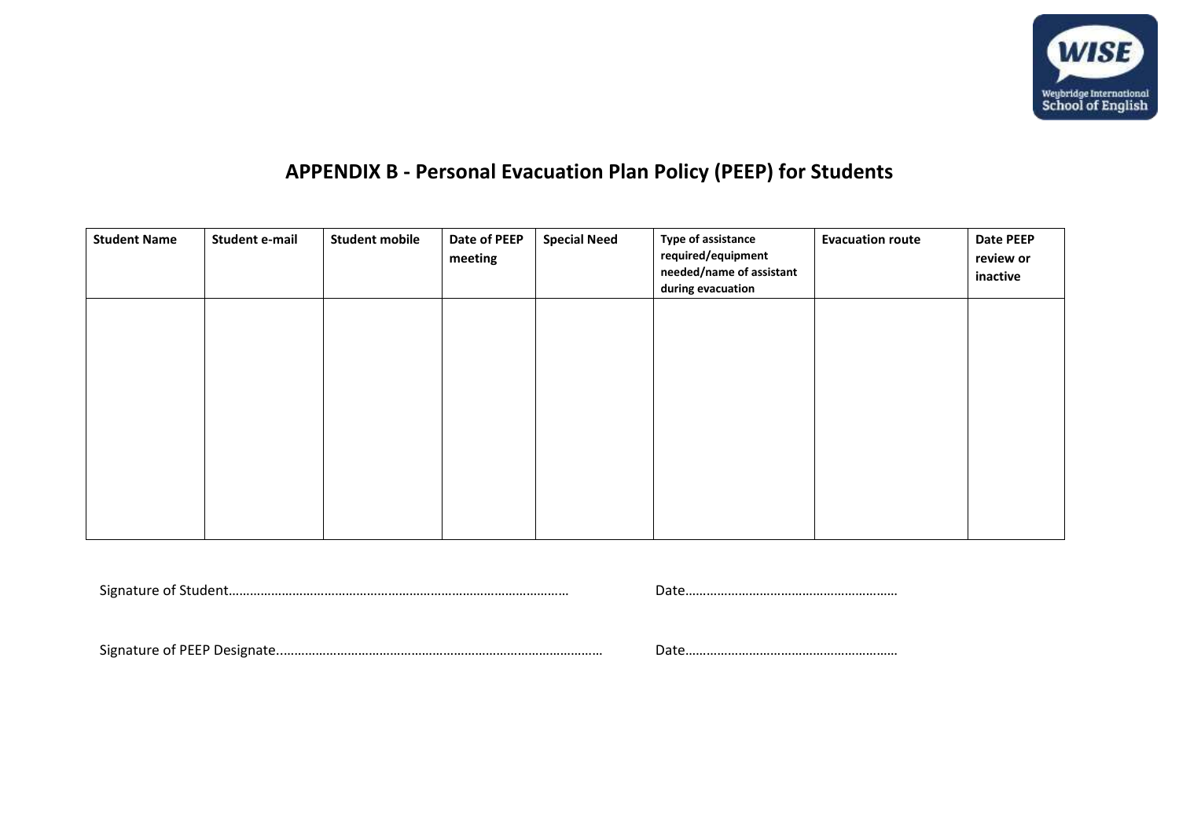# APPENDIX B - Personal Evacuation Plan Policy (PEEP) for Students

| Student Name | Student e-mail | Student mobile | Date of PEEP meeting | Special Need | Type of assistance required/equipment needed/name of assistant during evacuation | Evacuation route | Date PEEP review or inactive |
|---|---|---|---|---|---|---|---|
| | | | | | | | |

Signature of Student………………………………………………………………………………… Date……………………………………………………

Signature of PEEP Designate................................................................................. Date……………………………………………………